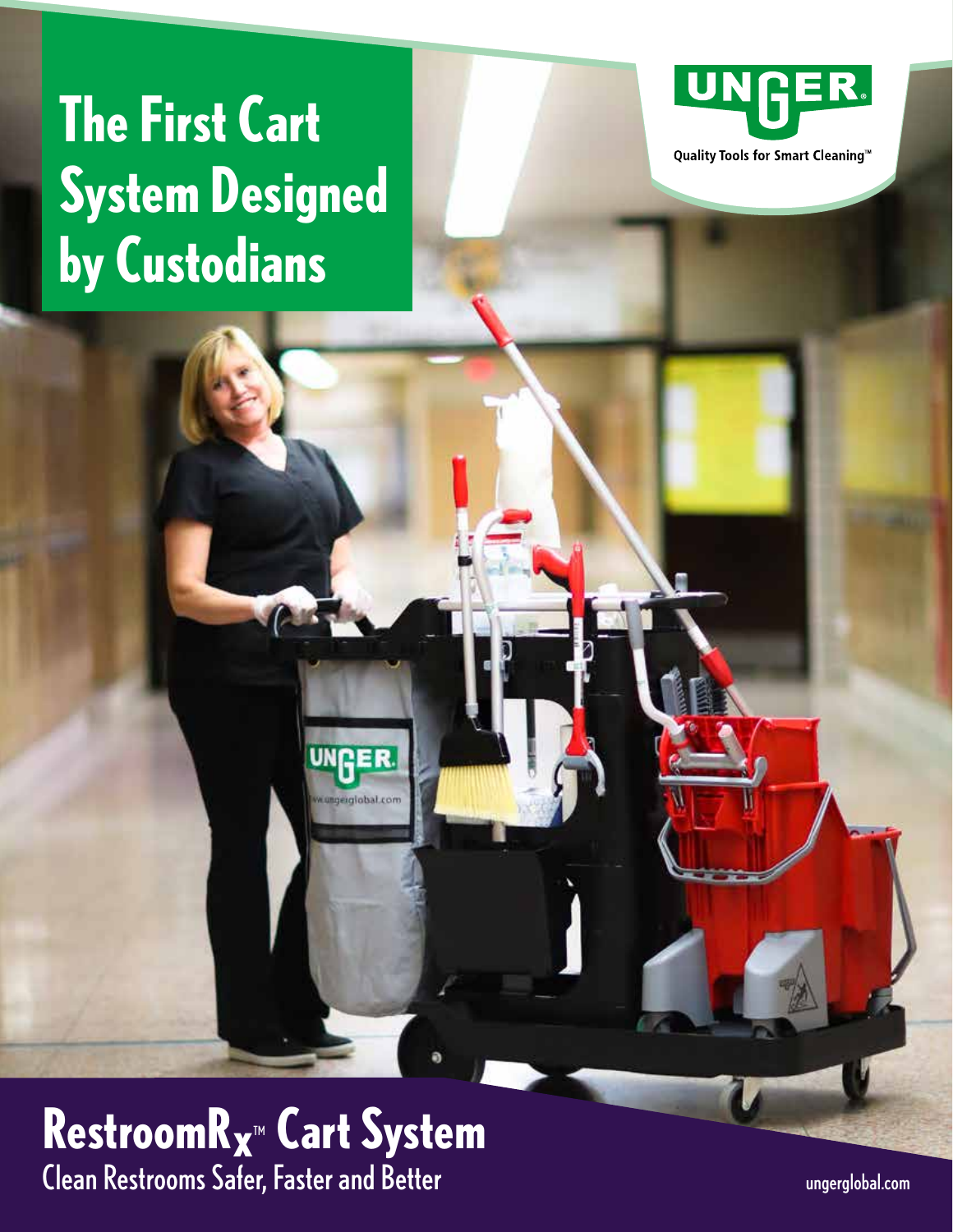# The First Cart System Designed by Custodians

UNGER

Quality Tools for Smart Cleaning™

## Restroom$R_X$™ Cart System

Clean Restrooms Safer, Faster and Better

ungerglobal.com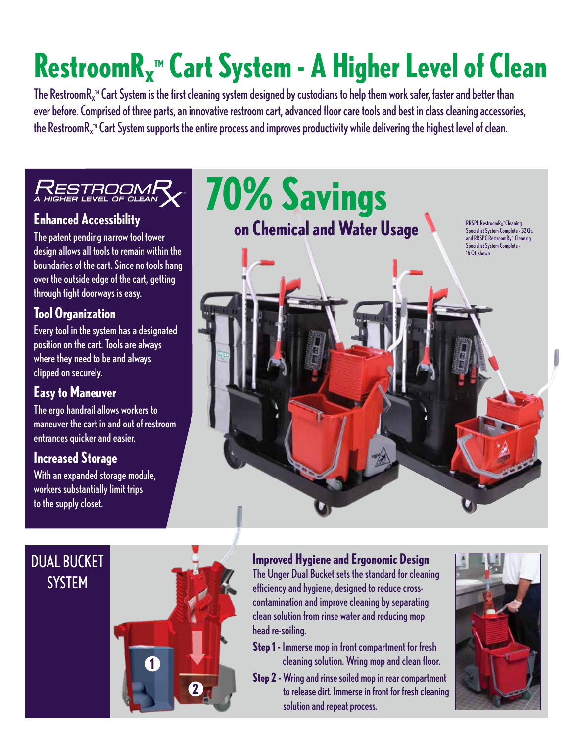# RestroomR$_x$™ Cart System - A Higher Level of Clean

The RestroomR$_x$™ Cart System is the first cleaning system designed by custodians to help them work safer, faster and better than ever before. Comprised of three parts, an innovative restroom cart, advanced floor care tools and best in class cleaning accessories, the RestroomR$_x$™ Cart System supports the entire process and improves productivity while delivering the highest level of clean.

RESTROOMRX
A HIGHER LEVEL OF CLEAN

### Enhanced Accessibility

The patent pending narrow tool tower design allows all tools to remain within the boundaries of the cart. Since no tools hang over the outside edge of the cart, getting through tight doorways is easy.

### Tool Organization

Every tool in the system has a designated position on the cart. Tools are always where they need to be and always clipped on securely.

### Easy to Maneuver

The ergo handrail allows workers to maneuver the cart in and out of restroom entrances quicker and easier.

### Increased Storage

With an expanded storage module, workers substantially limit trips to the supply closet.

## 70% Savings

### on Chemical and Water Usage

RRSPL RestroomR$_x$™ Cleaning Specialist System Complete - 32 Qt. and RRSPC RestroomR$_x$™ Cleaning Specialist System Complete - 16 Qt. shown

## DUAL BUCKET SYSTEM

### Improved Hygiene and Ergonomic Design

The Unger Dual Bucket sets the standard for cleaning efficiency and hygiene, designed to reduce cross-contamination and improve cleaning by separating clean solution from rinse water and reducing mop head re-soiling.

**Step 1** - Immerse mop in front compartment for fresh cleaning solution. Wring mop and clean floor.

**Step 2** - Wring and rinse soiled mop in rear compartment to release dirt. Immerse in front for fresh cleaning solution and repeat process.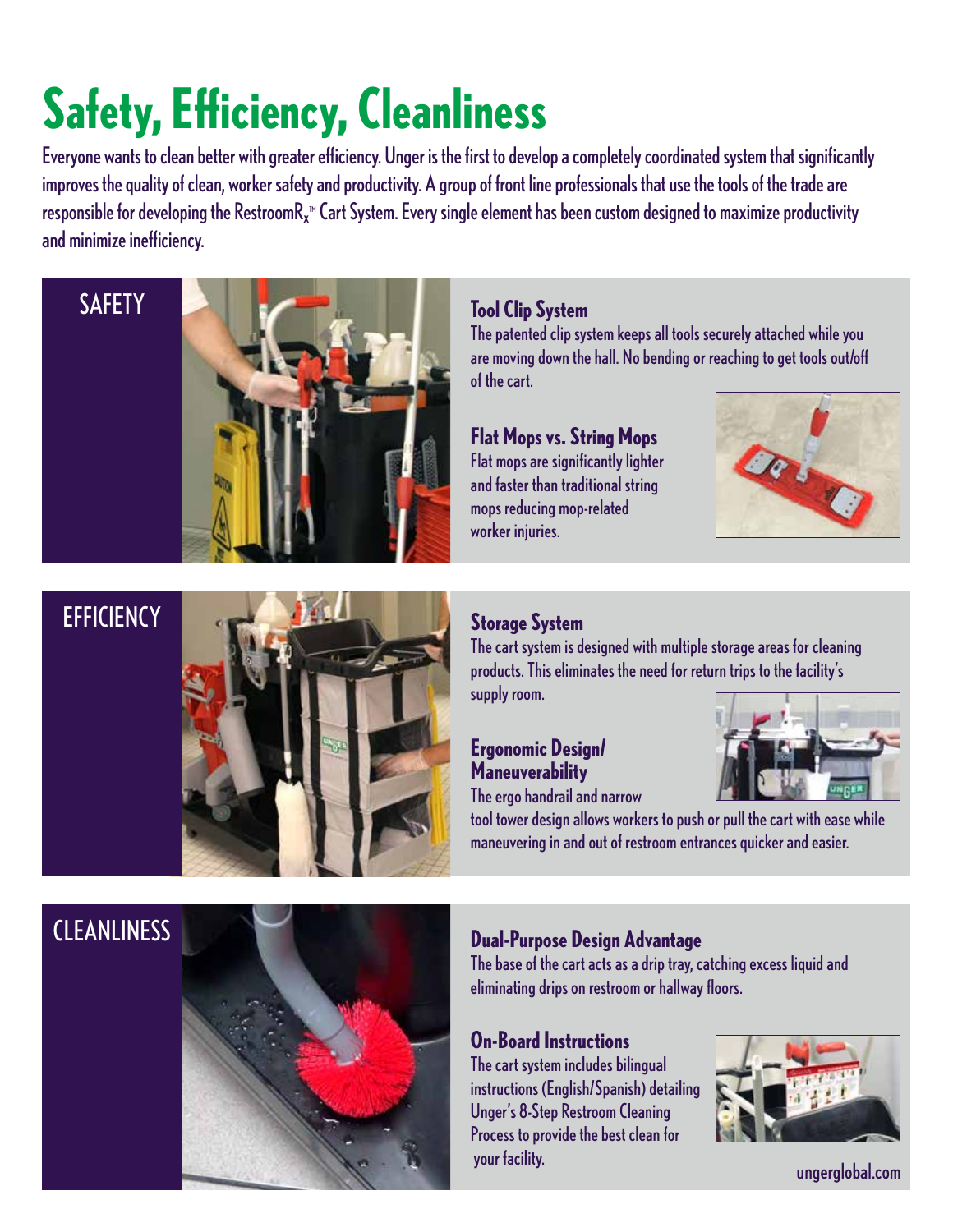# Safety, Efficiency, Cleanliness

Everyone wants to clean better with greater efficiency. Unger is the first to develop a completely coordinated system that significantly improves the quality of clean, worker safety and productivity. A group of front line professionals that use the tools of the trade are responsible for developing the RestroomR$_x$™ Cart System. Every single element has been custom designed to maximize productivity and minimize inefficiency.

## SAFETY

### Tool Clip System

The patented clip system keeps all tools securely attached while you are moving down the hall. No bending or reaching to get tools out/off of the cart.

### Flat Mops vs. String Mops

Flat mops are significantly lighter and faster than traditional string mops reducing mop-related worker injuries.

## EFFICIENCY

### Storage System

The cart system is designed with multiple storage areas for cleaning products. This eliminates the need for return trips to the facility's supply room.

### Ergonomic Design/ Maneuverability

The ergo handrail and narrow tool tower design allows workers to push or pull the cart with ease while maneuvering in and out of restroom entrances quicker and easier.

## CLEANLINESS

### Dual-Purpose Design Advantage

The base of the cart acts as a drip tray, catching excess liquid and eliminating drips on restroom or hallway floors.

### On-Board Instructions

The cart system includes bilingual instructions (English/Spanish) detailing Unger's 8-Step Restroom Cleaning Process to provide the best clean for your facility.

ungerglobal.com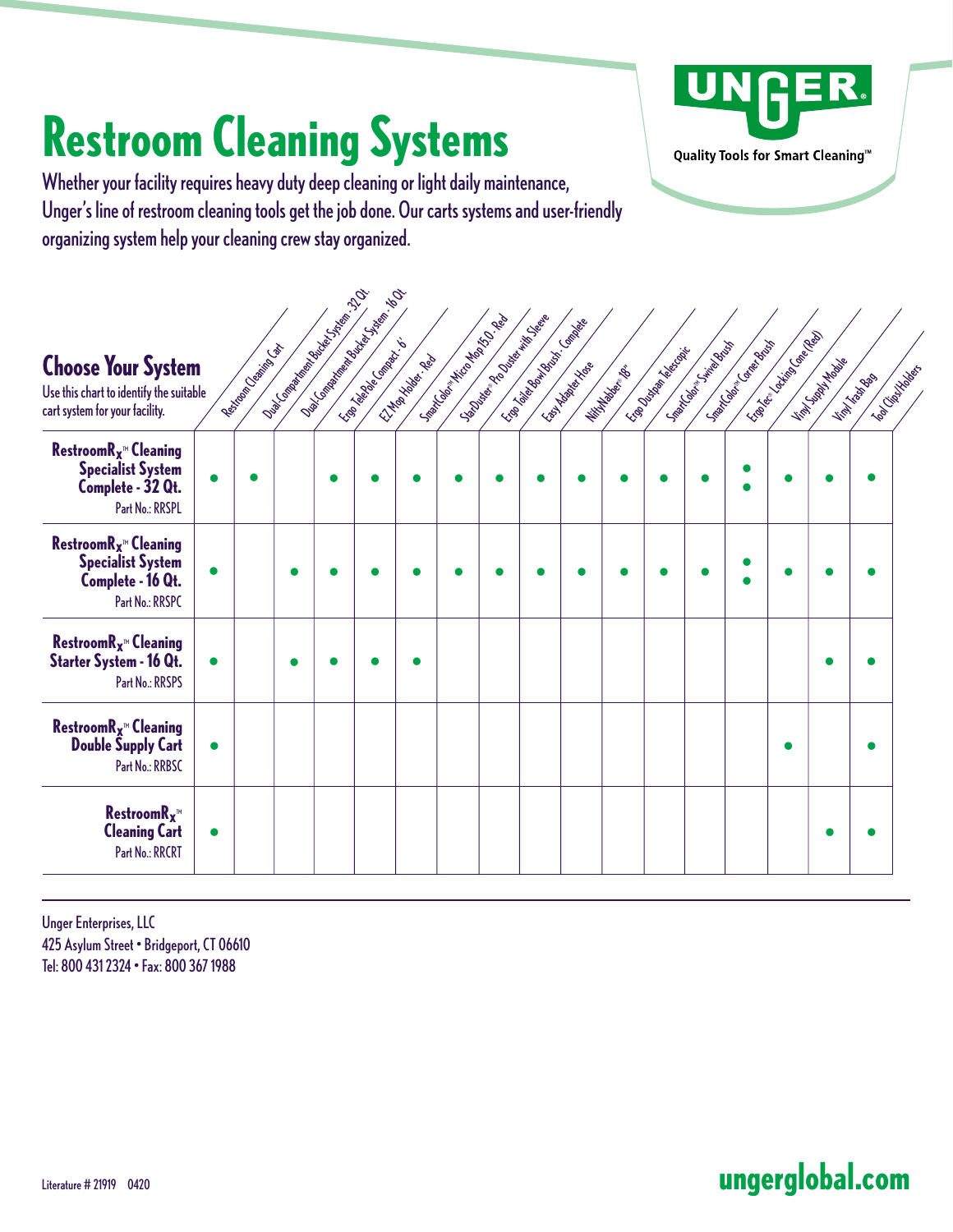# Restroom Cleaning Systems

Whether your facility requires heavy duty deep cleaning or light daily maintenance, Unger's line of restroom cleaning tools get the job done. Our carts systems and user-friendly organizing system help your cleaning crew stay organized.

UNGER® Quality Tools for Smart Cleaning™

## Choose Your System

Use this chart to identify the suitable cart system for your facility.

| | Restroom Cleaning Cart | Dual Compartment Bucket System - 32 Qt. | Dual Compartment Bucket System - 16 Qt. | Ergo TelePole Compact - 6' | EZ Mop Holder - Red | SmartColor™ Micro Mop 15.0 - Red | StarDuster® Pro Duster with Sleeve | Ergo Toilet Bowl Brush - Complete | Easy Adapter Hose | NiftyNabber® 18" | Ergo Dustpan Telescopic | SmartColor™ Swivel Brush | SmartColor™ Corner Brush | ErgoTec® Locking Cone (Red) | Vinyl Supply Module | Vinyl Trash Bag | Tool Clips/Holders |
|---|---|---|---|---|---|---|---|---|---|---|---|---|---|---|---|---|---|
| **RestroomRx™ Cleaning Specialist System Complete - 32 Qt.** Part No.: RRSPL | ● | ● | | ● | ● | ● | ● | ● | ● | ● | ● | ● | ● | ● ● | ● | ● | ● |
| **RestroomRx™ Cleaning Specialist System Complete - 16 Qt.** Part No.: RRSPC | ● | | ● | ● | ● | ● | ● | ● | ● | ● | ● | ● | ● | ● ● | ● | ● | ● |
| **RestroomRx™ Cleaning Starter System - 16 Qt.** Part No.: RRSPS | ● | | ● | ● | ● | ● | | | | | | | | | | ● | ● |
| **RestroomRx™ Cleaning Double Supply Cart** Part No.: RRBSC | ● | | | | | | | | | | | | | | ● | | ● |
| **RestroomRx™ Cleaning Cart** Part No.: RRCRT | ● | | | | | | | | | | | | | | | ● | ● |

Unger Enterprises, LLC
425 Asylum Street • Bridgeport, CT 06610
Tel: 800 431 2324 • Fax: 800 367 1988

Literature # 21919 0420

**ungerglobal.com**